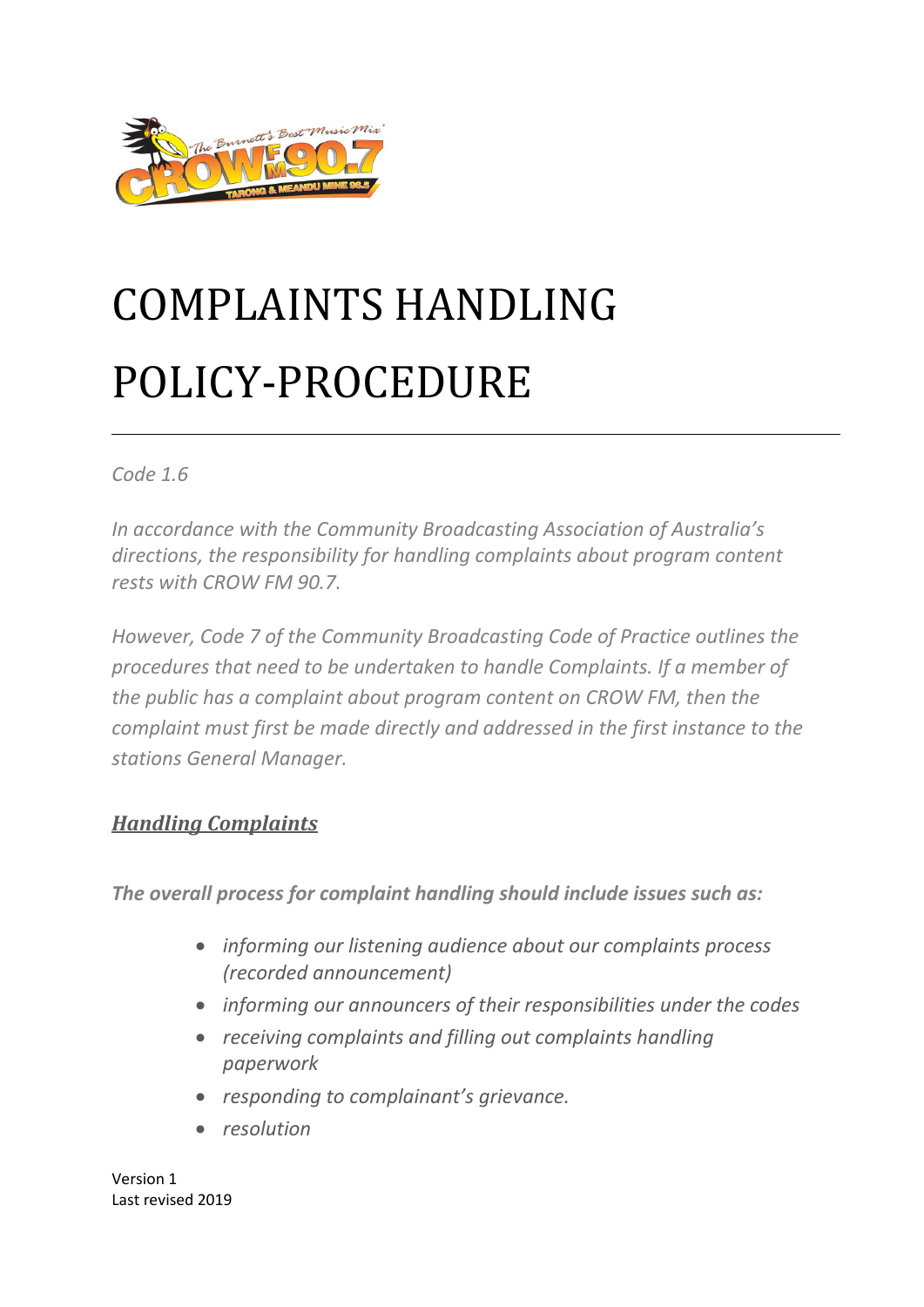# COMPLAINTS HANDLING POLICY-PROCEDURE

*Code 1.6*

*In accordance with the Community Broadcasting Association of Australia's directions, the responsibility for handling complaints about program content rests with CROW FM 90.7.*

*However, Code 7 of the Community Broadcasting Code of Practice outlines the procedures that need to be undertaken to handle Complaints. If a member of the public has a complaint about program content on CROW FM, then the complaint must first be made directly and addressed in the first instance to the stations General Manager.*

## ***Handling Complaints***

***The overall process for complaint handling should include issues such as:***

- *informing our listening audience about our complaints process (recorded announcement)*
- *informing our announcers of their responsibilities under the codes*
- *receiving complaints and filling out complaints handling paperwork*
- *responding to complainant's grievance.*
- *resolution*

Version 1
Last revised 2019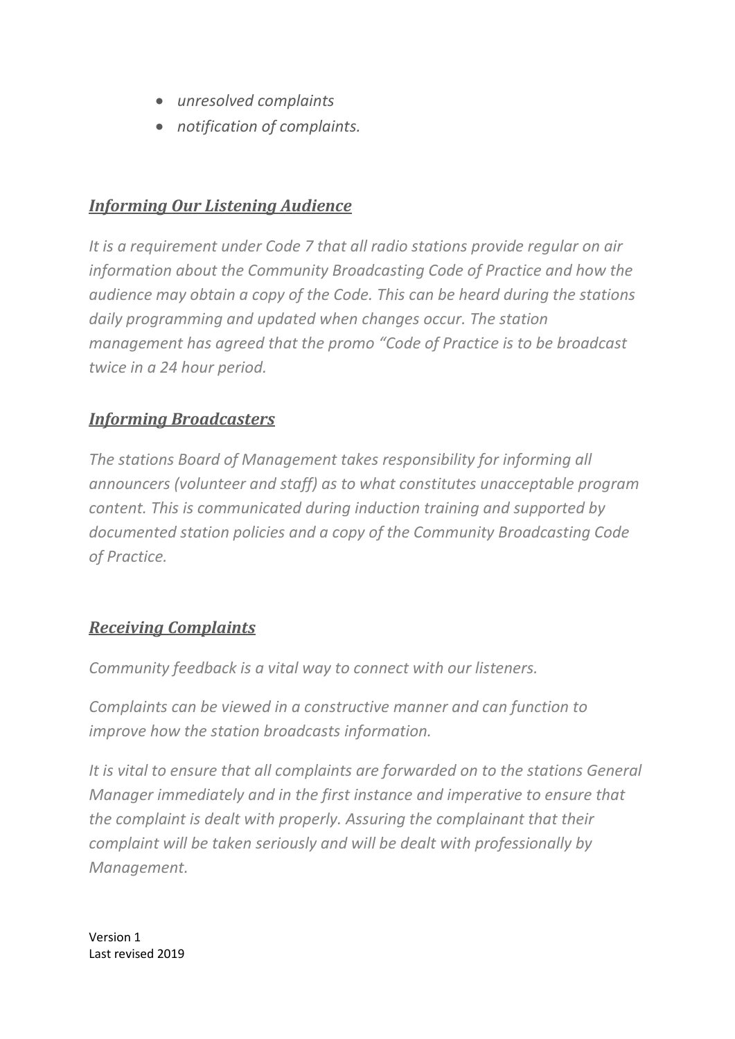- *unresolved complaints*
- *notification of complaints.*

## ***Informing Our Listening Audience***

*It is a requirement under Code 7 that all radio stations provide regular on air information about the Community Broadcasting Code of Practice and how the audience may obtain a copy of the Code. This can be heard during the stations daily programming and updated when changes occur. The station management has agreed that the promo "Code of Practice is to be broadcast twice in a 24 hour period.*

## ***Informing Broadcasters***

*The stations Board of Management takes responsibility for informing all announcers (volunteer and staff) as to what constitutes unacceptable program content. This is communicated during induction training and supported by documented station policies and a copy of the Community Broadcasting Code of Practice.*

## ***Receiving Complaints***

*Community feedback is a vital way to connect with our listeners.*

*Complaints can be viewed in a constructive manner and can function to improve how the station broadcasts information.*

*It is vital to ensure that all complaints are forwarded on to the stations General Manager immediately and in the first instance and imperative to ensure that the complaint is dealt with properly. Assuring the complainant that their complaint will be taken seriously and will be dealt with professionally by Management.*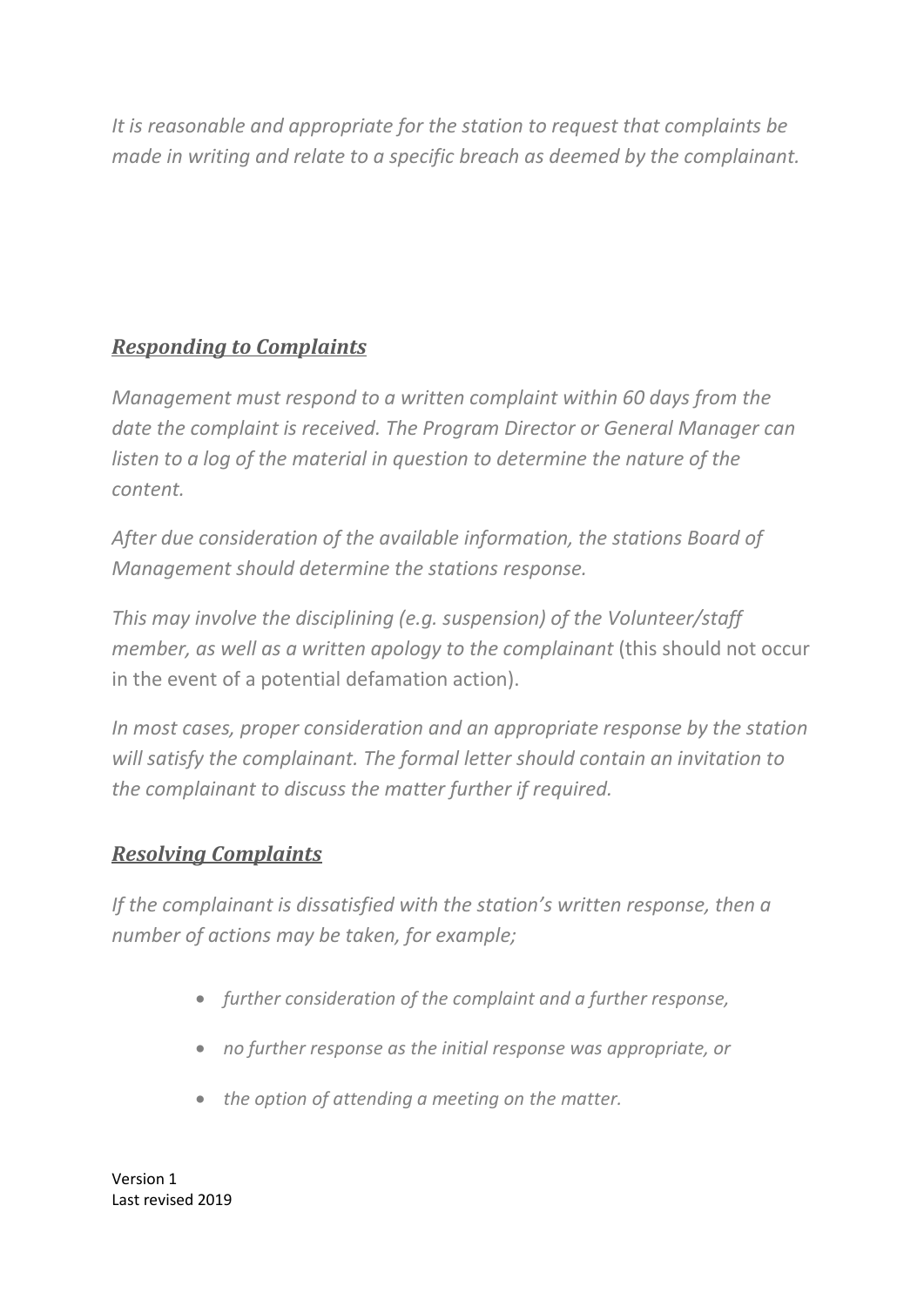*It is reasonable and appropriate for the station to request that complaints be made in writing and relate to a specific breach as deemed by the complainant.*

## ***Responding to Complaints***

*Management must respond to a written complaint within 60 days from the date the complaint is received. The Program Director or General Manager can listen to a log of the material in question to determine the nature of the content.*

*After due consideration of the available information, the stations Board of Management should determine the stations response.*

*This may involve the disciplining (e.g. suspension) of the Volunteer/staff member, as well as a written apology to the complainant* (this should not occur in the event of a potential defamation action).

*In most cases, proper consideration and an appropriate response by the station will satisfy the complainant. The formal letter should contain an invitation to the complainant to discuss the matter further if required.*

## ***Resolving Complaints***

*If the complainant is dissatisfied with the station's written response, then a number of actions may be taken, for example;*

- *further consideration of the complaint and a further response,*
- *no further response as the initial response was appropriate, or*
- *the option of attending a meeting on the matter.*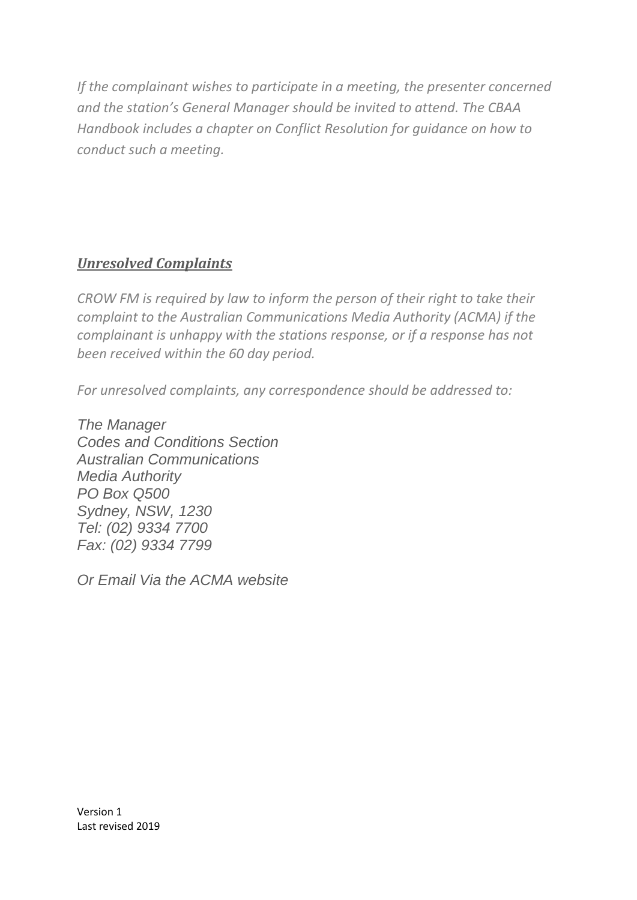*If the complainant wishes to participate in a meeting, the presenter concerned and the station's General Manager should be invited to attend. The CBAA Handbook includes a chapter on Conflict Resolution for guidance on how to conduct such a meeting.*

## ***Unresolved Complaints***

*CROW FM is required by law to inform the person of their right to take their complaint to the Australian Communications Media Authority (ACMA) if the complainant is unhappy with the stations response, or if a response has not been received within the 60 day period.*

*For unresolved complaints, any correspondence should be addressed to:*

*The Manager*
*Codes and Conditions Section*
*Australian Communications*
*Media Authority*
*PO Box Q500*
*Sydney, NSW, 1230*
*Tel: (02) 9334 7700*
*Fax: (02) 9334 7799*

*Or Email Via the ACMA website*

Version 1
Last revised 2019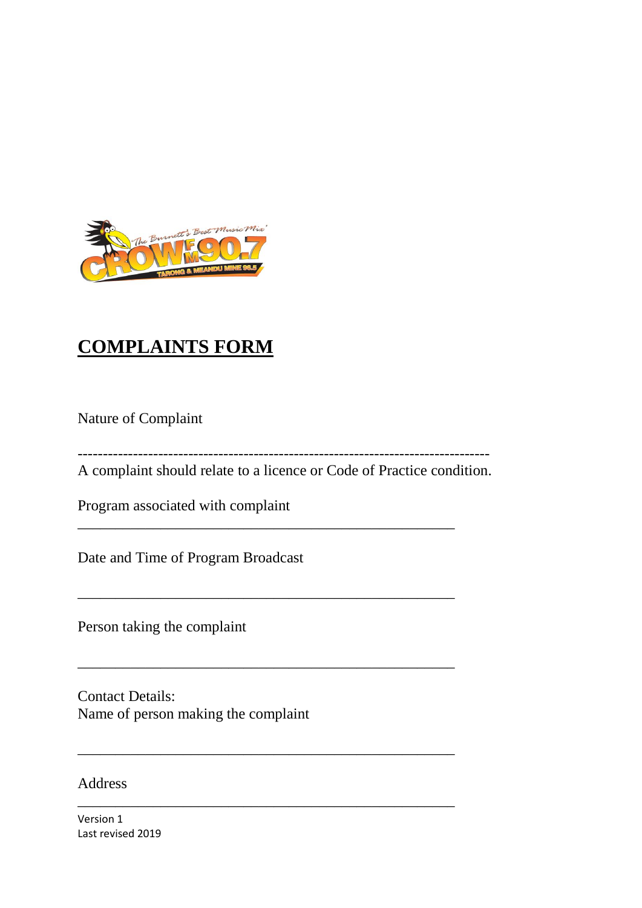# COMPLAINTS FORM

Nature of Complaint

--------------------------------------------------------------------------------

A complaint should relate to a licence or Code of Practice condition.

Program associated with complaint

\_\_\_\_\_\_\_\_\_\_\_\_\_\_\_\_\_\_\_\_\_\_\_\_\_\_\_\_\_\_\_\_\_\_\_\_\_\_\_\_\_\_\_\_\_\_\_\_\_\_\_\_

Date and Time of Program Broadcast

\_\_\_\_\_\_\_\_\_\_\_\_\_\_\_\_\_\_\_\_\_\_\_\_\_\_\_\_\_\_\_\_\_\_\_\_\_\_\_\_\_\_\_\_\_\_\_\_\_\_\_\_

Person taking the complaint

\_\_\_\_\_\_\_\_\_\_\_\_\_\_\_\_\_\_\_\_\_\_\_\_\_\_\_\_\_\_\_\_\_\_\_\_\_\_\_\_\_\_\_\_\_\_\_\_\_\_\_\_

Contact Details:
Name of person making the complaint

\_\_\_\_\_\_\_\_\_\_\_\_\_\_\_\_\_\_\_\_\_\_\_\_\_\_\_\_\_\_\_\_\_\_\_\_\_\_\_\_\_\_\_\_\_\_\_\_\_\_\_\_

Address

\_\_\_\_\_\_\_\_\_\_\_\_\_\_\_\_\_\_\_\_\_\_\_\_\_\_\_\_\_\_\_\_\_\_\_\_\_\_\_\_\_\_\_\_\_\_\_\_\_\_\_\_

Version 1
Last revised 2019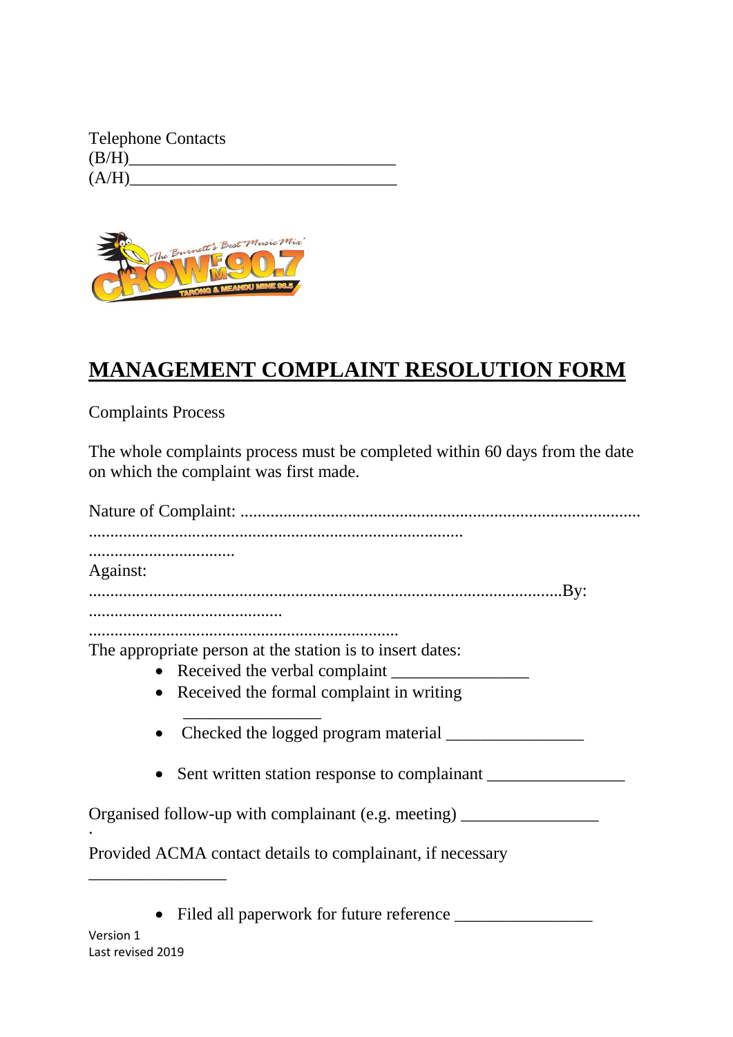Telephone Contacts
(B/H)________________________________
(A/H)________________________________

# MANAGEMENT COMPLAINT RESOLUTION FORM

Complaints Process

The whole complaints process must be completed within 60 days from the date on which the complaint was first made.

Nature of Complaint: ...........................................................................................
.....................................................................................
.................................
Against:
..........................................................................................................By:
............................................
......................................................................
The appropriate person at the station is to insert dates:

- Received the verbal complaint ________________
- Received the formal complaint in writing ________________
- Checked the logged program material ________________
- Sent written station response to complainant ________________

Organised follow-up with complainant (e.g. meeting) ________________
.
Provided ACMA contact details to complainant, if necessary ________________

- Filed all paperwork for future reference ________________

Version 1
Last revised 2019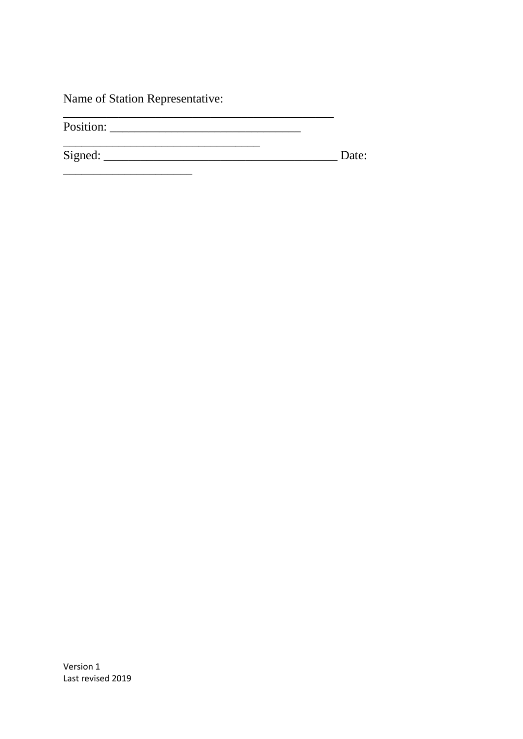Name of Station Representative: _____________________________________________

Position: _______________________________ _________________________________

Signed: ______________________________________ Date: _____________________

Version 1
Last revised 2019